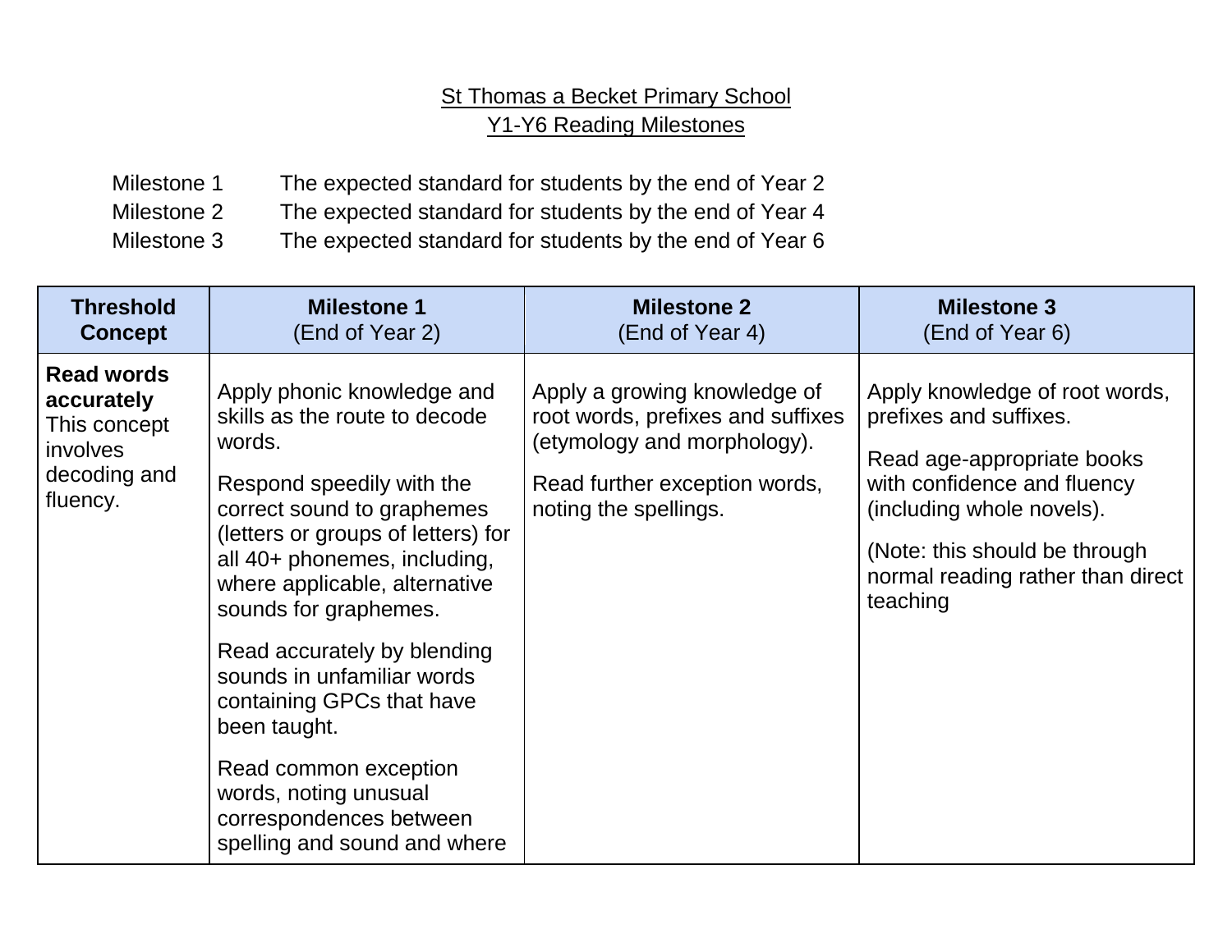St Thomas a Becket Primary School

Y1-Y6 Reading Milestones

Milestone 1 The expected standard for students by the end of Year 2

Milestone 2 The expected standard for students by the end of Year 4

Milestone 3 The expected standard for students by the end of Year 6

| **Threshold Concept** | **Milestone 1** (End of Year 2) | **Milestone 2** (End of Year 4) | **Milestone 3** (End of Year 6) |
|---|---|---|---|
| **Read words accurately** This concept involves decoding and fluency. | Apply phonic knowledge and skills as the route to decode words.<br><br>Respond speedily with the correct sound to graphemes (letters or groups of letters) for all 40+ phonemes, including, where applicable, alternative sounds for graphemes.<br><br>Read accurately by blending sounds in unfamiliar words containing GPCs that have been taught.<br><br>Read common exception words, noting unusual correspondences between spelling and sound and where | Apply a growing knowledge of root words, prefixes and suffixes (etymology and morphology).<br><br>Read further exception words, noting the spellings. | Apply knowledge of root words, prefixes and suffixes.<br><br>Read age-appropriate books with confidence and fluency (including whole novels).<br><br>(Note: this should be through normal reading rather than direct teaching |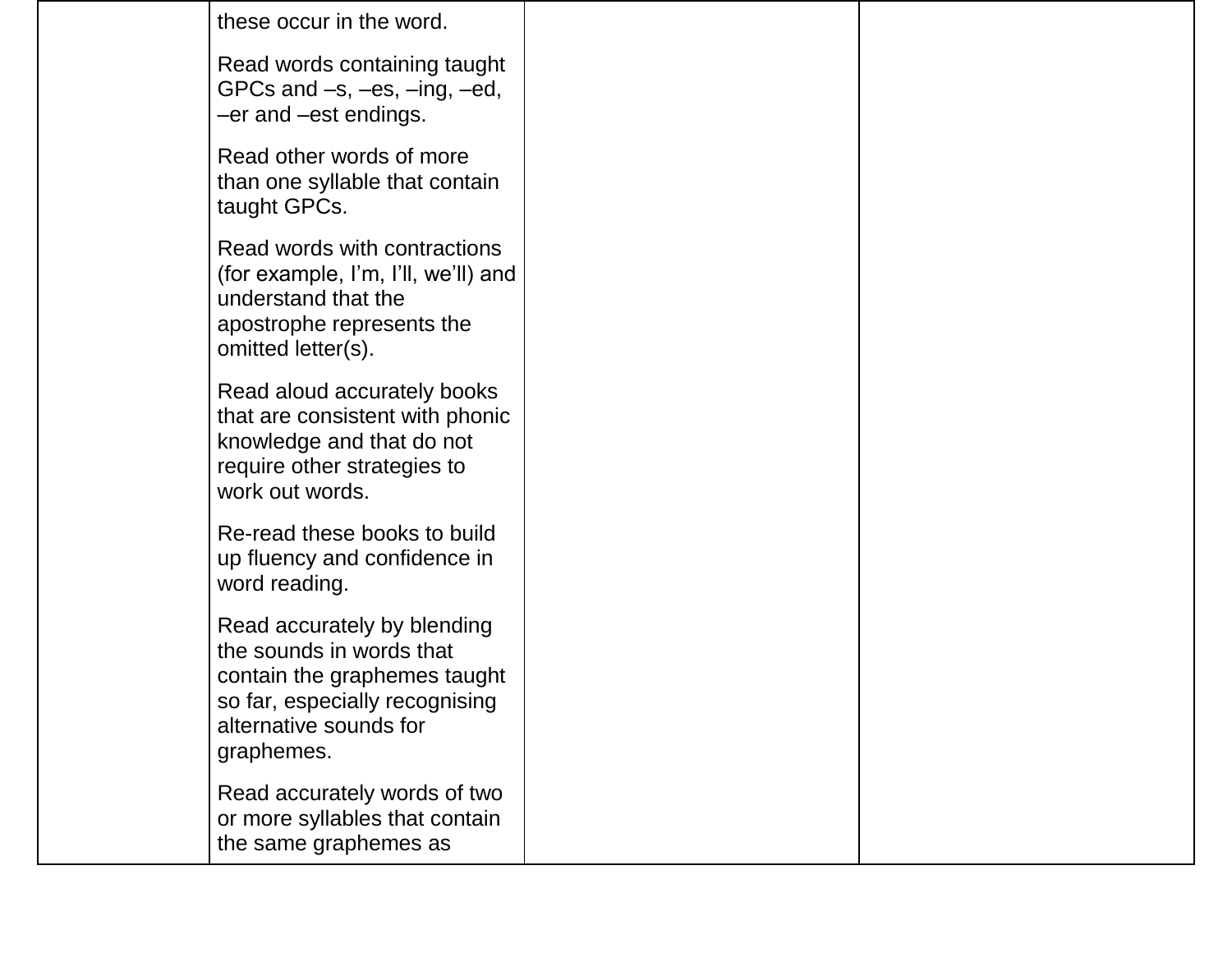| | | | |
|---|---|---|---|
| | these occur in the word.<br><br>Read words containing taught GPCs and –s, –es, –ing, –ed, –er and –est endings.<br><br>Read other words of more than one syllable that contain taught GPCs.<br><br>Read words with contractions (for example, I'm, I'll, we'll) and understand that the apostrophe represents the omitted letter(s).<br><br>Read aloud accurately books that are consistent with phonic knowledge and that do not require other strategies to work out words.<br><br>Re-read these books to build up fluency and confidence in word reading.<br><br>Read accurately by blending the sounds in words that contain the graphemes taught so far, especially recognising alternative sounds for graphemes.<br><br>Read accurately words of two or more syllables that contain the same graphemes as | | |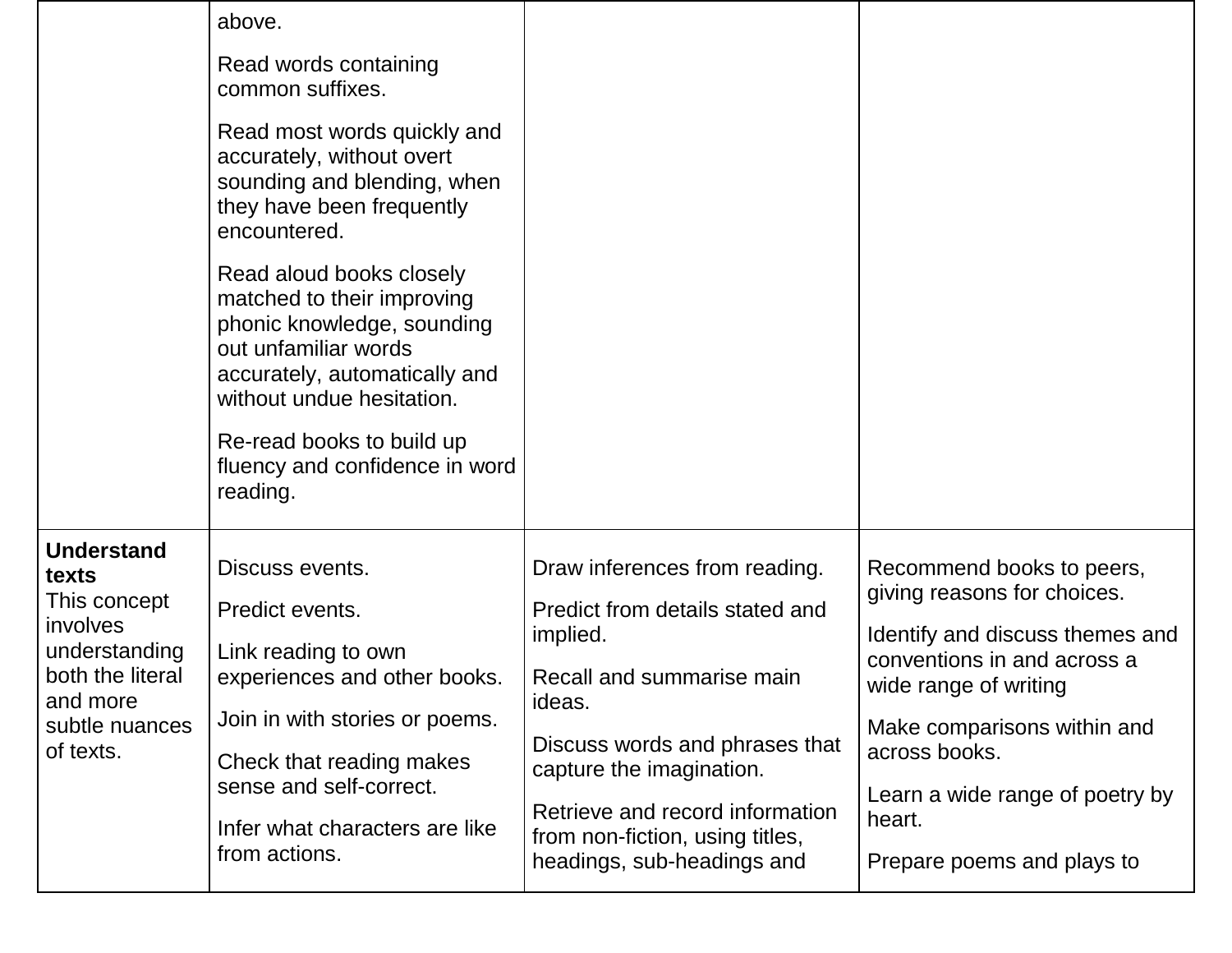| | | | |
|---|---|---|---|
| | above.<br><br>Read words containing common suffixes.<br><br>Read most words quickly and accurately, without overt sounding and blending, when they have been frequently encountered.<br><br>Read aloud books closely matched to their improving phonic knowledge, sounding out unfamiliar words accurately, automatically and without undue hesitation.<br><br>Re-read books to build up fluency and confidence in word reading. | | |
| **Understand texts**<br>This concept involves understanding both the literal and more subtle nuances of texts. | Discuss events.<br><br>Predict events.<br><br>Link reading to own experiences and other books.<br><br>Join in with stories or poems.<br><br>Check that reading makes sense and self-correct.<br><br>Infer what characters are like from actions. | Draw inferences from reading.<br><br>Predict from details stated and implied.<br><br>Recall and summarise main ideas.<br><br>Discuss words and phrases that capture the imagination.<br><br>Retrieve and record information from non-fiction, using titles, headings, sub-headings and | Recommend books to peers, giving reasons for choices.<br><br>Identify and discuss themes and conventions in and across a wide range of writing<br><br>Make comparisons within and across books.<br><br>Learn a wide range of poetry by heart.<br><br>Prepare poems and plays to |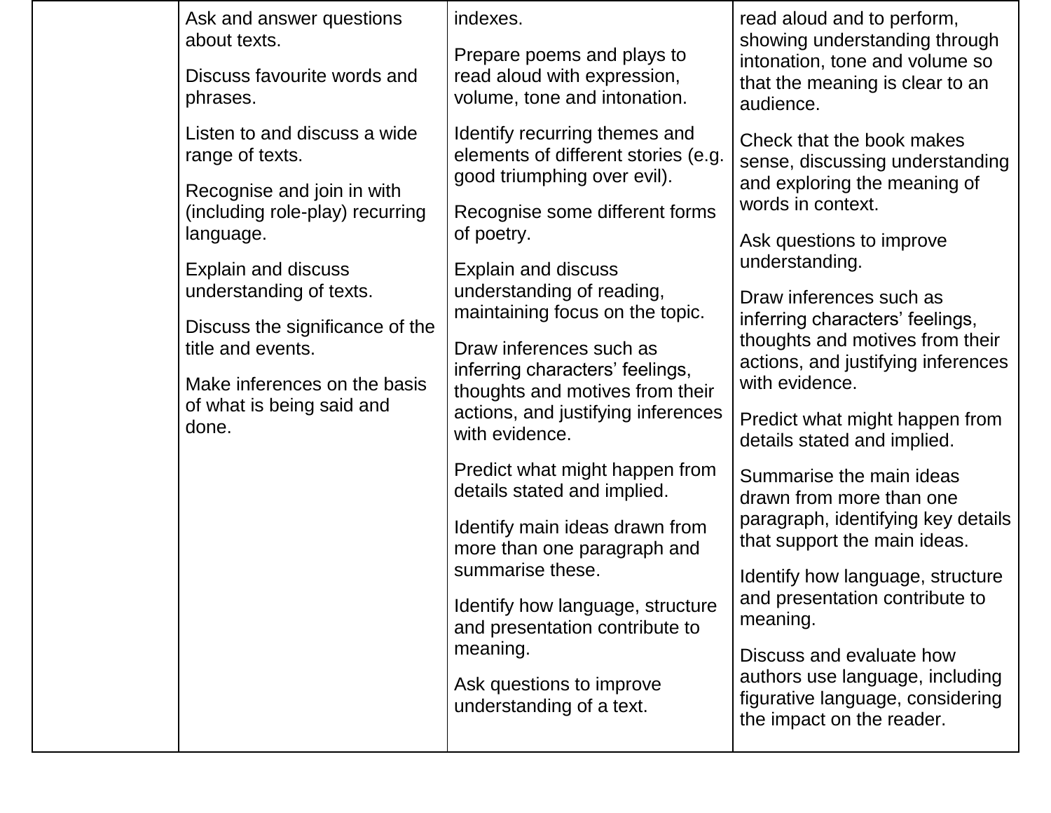|  |  |  |  |
|---|---|---|---|
|  | Ask and answer questions about texts.<br><br>Discuss favourite words and phrases.<br><br>Listen to and discuss a wide range of texts.<br><br>Recognise and join in with (including role-play) recurring language.<br><br>Explain and discuss understanding of texts.<br><br>Discuss the significance of the title and events.<br><br>Make inferences on the basis of what is being said and done. | indexes.<br><br>Prepare poems and plays to read aloud with expression, volume, tone and intonation.<br><br>Identify recurring themes and elements of different stories (e.g. good triumphing over evil).<br><br>Recognise some different forms of poetry.<br><br>Explain and discuss understanding of reading, maintaining focus on the topic.<br><br>Draw inferences such as inferring characters' feelings, thoughts and motives from their actions, and justifying inferences with evidence.<br><br>Predict what might happen from details stated and implied.<br><br>Identify main ideas drawn from more than one paragraph and summarise these.<br><br>Identify how language, structure and presentation contribute to meaning.<br><br>Ask questions to improve understanding of a text. | read aloud and to perform, showing understanding through intonation, tone and volume so that the meaning is clear to an audience.<br><br>Check that the book makes sense, discussing understanding and exploring the meaning of words in context.<br><br>Ask questions to improve understanding.<br><br>Draw inferences such as inferring characters' feelings, thoughts and motives from their actions, and justifying inferences with evidence.<br><br>Predict what might happen from details stated and implied.<br><br>Summarise the main ideas drawn from more than one paragraph, identifying key details that support the main ideas.<br><br>Identify how language, structure and presentation contribute to meaning.<br><br>Discuss and evaluate how authors use language, including figurative language, considering the impact on the reader. |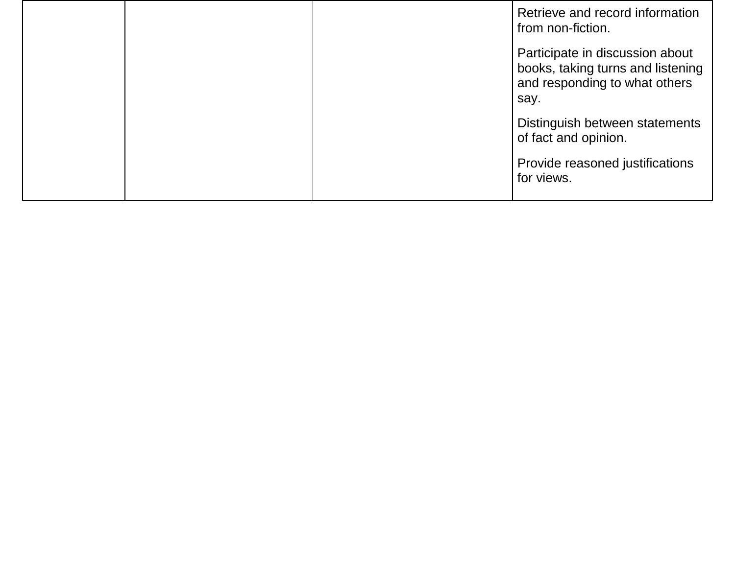| | | | |
|---|---|---|---|
| | | | Retrieve and record information from non-fiction.<br><br>Participate in discussion about books, taking turns and listening and responding to what others say.<br><br>Distinguish between statements of fact and opinion.<br><br>Provide reasoned justifications for views. |